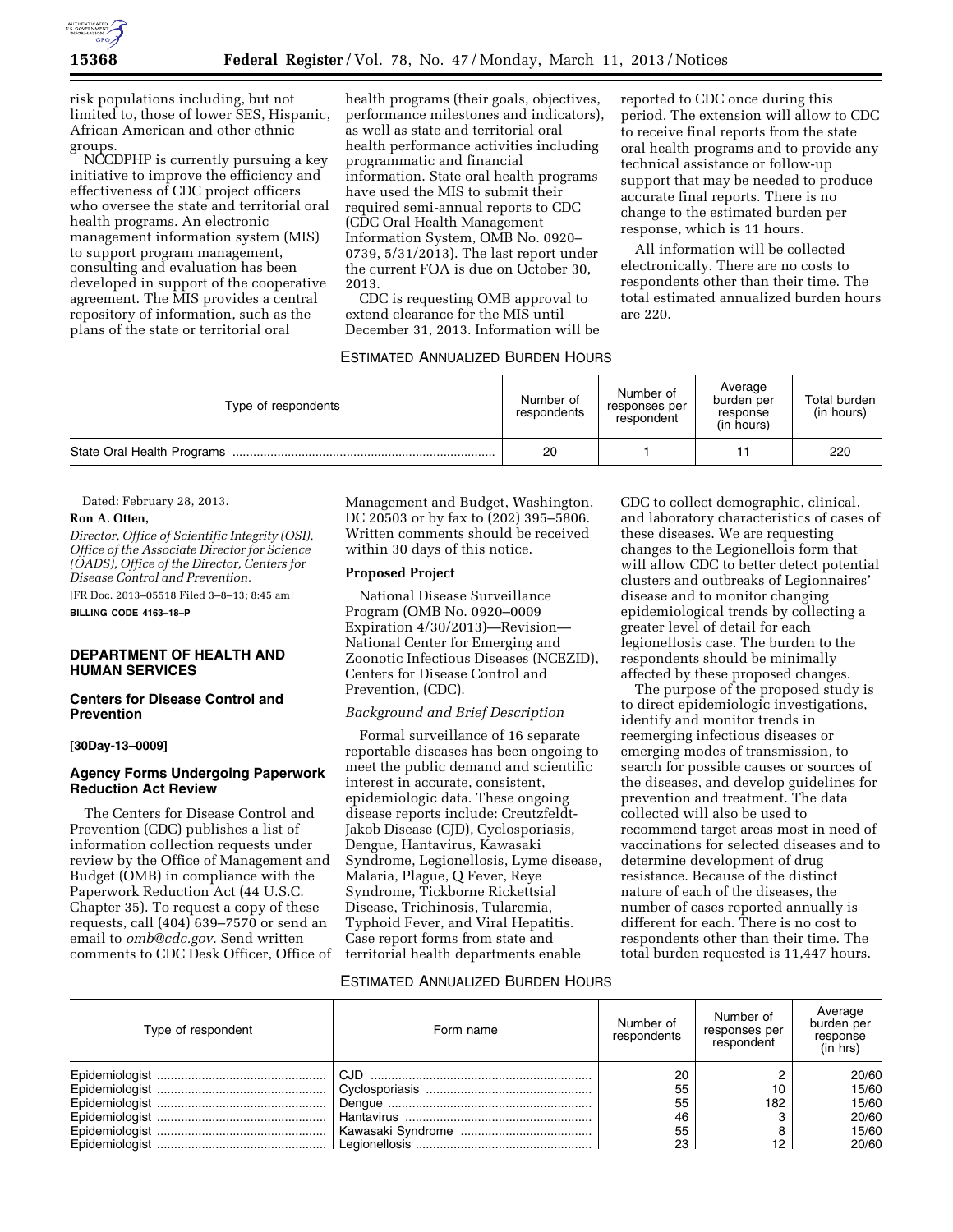risk populations including, but not limited to, those of lower SES, Hispanic, African American and other ethnic groups.

NCCDPHP is currently pursuing a key initiative to improve the efficiency and effectiveness of CDC project officers who oversee the state and territorial oral health programs. An electronic management information system (MIS) to support program management, consulting and evaluation has been developed in support of the cooperative agreement. The MIS provides a central repository of information, such as the plans of the state or territorial oral health programs (their goals, objectives, performance milestones and indicators), as well as state and territorial oral health performance activities including programmatic and financial information. State oral health programs have used the MIS to submit their required semi-annual reports to CDC (CDC Oral Health Management Information System, OMB No. 0920–0739, 5/31/2013). The last report under the current FOA is due on October 30, 2013.

CDC is requesting OMB approval to extend clearance for the MIS until December 31, 2013. Information will be reported to CDC once during this period. The extension will allow to CDC to receive final reports from the state oral health programs and to provide any technical assistance or follow-up support that may be needed to produce accurate final reports. There is no change to the estimated burden per response, which is 11 hours.

All information will be collected electronically. There are no costs to respondents other than their time. The total estimated annualized burden hours are 220.

ESTIMATED ANNUALIZED BURDEN HOURS

| Type of respondents | Number of respondents | Number of responses per respondent | Average burden per response (in hours) | Total burden (in hours) |
|---|---|---|---|---|
| State Oral Health Programs | 20 | 1 | 11 | 220 |

Dated: February 28, 2013.

**Ron A. Otten,**

*Director, Office of Scientific Integrity (OSI), Office of the Associate Director for Science (OADS), Office of the Director, Centers for Disease Control and Prevention.*

[FR Doc. 2013–05518 Filed 3–8–13; 8:45 am]

**BILLING CODE 4163–18–P**

## DEPARTMENT OF HEALTH AND HUMAN SERVICES

### Centers for Disease Control and Prevention

**[30Day-13–0009]**

### Agency Forms Undergoing Paperwork Reduction Act Review

The Centers for Disease Control and Prevention (CDC) publishes a list of information collection requests under review by the Office of Management and Budget (OMB) in compliance with the Paperwork Reduction Act (44 U.S.C. Chapter 35). To request a copy of these requests, call (404) 639–7570 or send an email to *omb@cdc.gov*. Send written comments to CDC Desk Officer, Office of Management and Budget, Washington, DC 20503 or by fax to (202) 395–5806. Written comments should be received within 30 days of this notice.

**Proposed Project**

National Disease Surveillance Program (OMB No. 0920–0009 Expiration 4/30/2013)—Revision—National Center for Emerging and Zoonotic Infectious Diseases (NCEZID), Centers for Disease Control and Prevention, (CDC).

*Background and Brief Description*

Formal surveillance of 16 separate reportable diseases has been ongoing to meet the public demand and scientific interest in accurate, consistent, epidemiologic data. These ongoing disease reports include: Creutzfeldt-Jakob Disease (CJD), Cyclosporiasis, Dengue, Hantavirus, Kawasaki Syndrome, Legionellosis, Lyme disease, Malaria, Plague, Q Fever, Reye Syndrome, Tickborne Rickettsial Disease, Trichinosis, Tularemia, Typhoid Fever, and Viral Hepatitis. Case report forms from state and territorial health departments enable CDC to collect demographic, clinical, and laboratory characteristics of cases of these diseases. We are requesting changes to the Legionellosis form that will allow CDC to better detect potential clusters and outbreaks of Legionnaires' disease and to monitor changing epidemiological trends by collecting a greater level of detail for each legionellosis case. The burden to the respondents should be minimally affected by these proposed changes.

The purpose of the proposed study is to direct epidemiologic investigations, identify and monitor trends in reemerging infectious diseases or emerging modes of transmission, to search for possible causes or sources of the diseases, and develop guidelines for prevention and treatment. The data collected will also be used to recommend target areas most in need of vaccinations for selected diseases and to determine development of drug resistance. Because of the distinct nature of each of the diseases, the number of cases reported annually is different for each. There is no cost to respondents other than their time. The total burden requested is 11,447 hours.

ESTIMATED ANNUALIZED BURDEN HOURS

| Type of respondent | Form name | Number of respondents | Number of responses per respondent | Average burden per response (in hrs) |
|---|---|---|---|---|
| Epidemiologist | CJD | 20 | 2 | 20/60 |
| Epidemiologist | Cyclosporiasis | 55 | 10 | 15/60 |
| Epidemiologist | Dengue | 55 | 182 | 15/60 |
| Epidemiologist | Hantavirus | 46 | 3 | 20/60 |
| Epidemiologist | Kawasaki Syndrome | 55 | 8 | 15/60 |
| Epidemiologist | Legionellosis | 23 | 12 | 20/60 |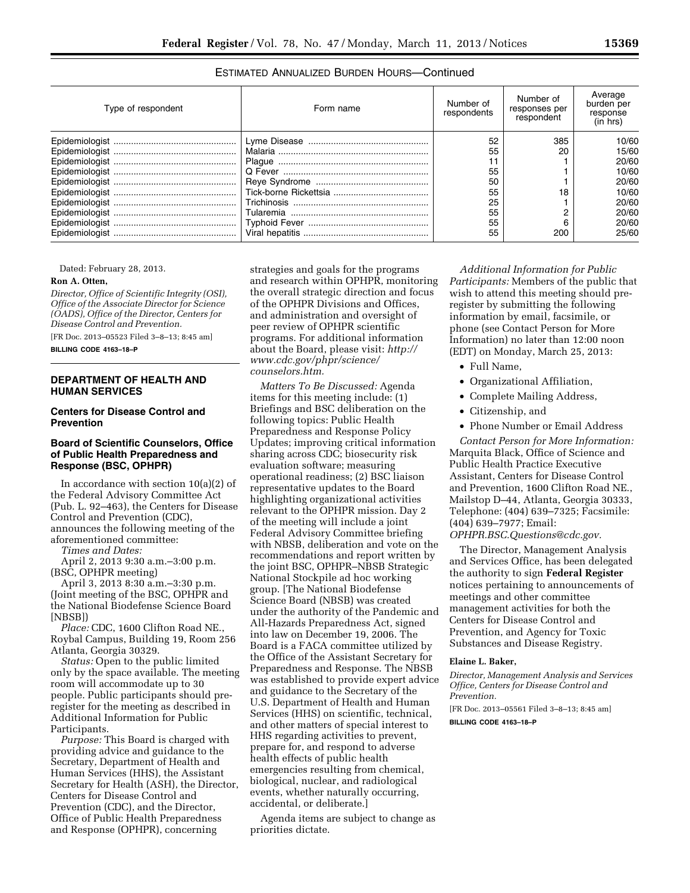ESTIMATED ANNUALIZED BURDEN HOURS—Continued

| Type of respondent | Form name | Number of respondents | Number of responses per respondent | Average burden per response (in hrs) |
|---|---|---|---|---|
| Epidemiologist | Lyme Disease | 52 | 385 | 10/60 |
| Epidemiologist | Malaria | 55 | 20 | 15/60 |
| Epidemiologist | Plague | 11 | 1 | 20/60 |
| Epidemiologist | Q Fever | 55 | 1 | 10/60 |
| Epidemiologist | Reye Syndrome | 50 | 1 | 20/60 |
| Epidemiologist | Tick-borne Rickettsia | 55 | 18 | 10/60 |
| Epidemiologist | Trichinosis | 25 | 1 | 20/60 |
| Epidemiologist | Tularemia | 55 | 2 | 20/60 |
| Epidemiologist | Typhoid Fever | 55 | 6 | 20/60 |
| Epidemiologist | Viral hepatitis | 55 | 200 | 25/60 |

Dated: February 28, 2013.

**Ron A. Otten,**

*Director, Office of Scientific Integrity (OSI), Office of the Associate Director for Science (OADS), Office of the Director, Centers for Disease Control and Prevention.*

[FR Doc. 2013–05523 Filed 3–8–13; 8:45 am]

**BILLING CODE 4163–18–P**

## DEPARTMENT OF HEALTH AND HUMAN SERVICES

### Centers for Disease Control and Prevention

### Board of Scientific Counselors, Office of Public Health Preparedness and Response (BSC, OPHPR)

In accordance with section 10(a)(2) of the Federal Advisory Committee Act (Pub. L. 92–463), the Centers for Disease Control and Prevention (CDC), announces the following meeting of the aforementioned committee:

*Times and Dates:*

April 2, 2013 9:30 a.m.–3:00 p.m. (BSC, OPHPR meeting)

April 3, 2013 8:30 a.m.–3:30 p.m. (Joint meeting of the BSC, OPHPR and the National Biodefense Science Board [NBSB])

*Place:* CDC, 1600 Clifton Road NE., Roybal Campus, Building 19, Room 256 Atlanta, Georgia 30329.

*Status:* Open to the public limited only by the space available. The meeting room will accommodate up to 30 people. Public participants should pre-register for the meeting as described in Additional Information for Public Participants.

*Purpose:* This Board is charged with providing advice and guidance to the Secretary, Department of Health and Human Services (HHS), the Assistant Secretary for Health (ASH), the Director, Centers for Disease Control and Prevention (CDC), and the Director, Office of Public Health Preparedness and Response (OPHPR), concerning strategies and goals for the programs and research within OPHPR, monitoring the overall strategic direction and focus of the OPHPR Divisions and Offices, and administration and oversight of peer review of OPHPR scientific programs. For additional information about the Board, please visit: *http://www.cdc.gov/phpr/science/counselors.htm.*

*Matters To Be Discussed:* Agenda items for this meeting include: (1) Briefings and BSC deliberation on the following topics: Public Health Preparedness and Response Policy Updates; improving critical information sharing across CDC; biosecurity risk evaluation software; measuring operational readiness; (2) BSC liaison representative updates to the Board highlighting organizational activities relevant to the OPHPR mission. Day 2 of the meeting will include a joint Federal Advisory Committee briefing with NBSB, deliberation and vote on the recommendations and report written by the joint BSC, OPHPR–NBSB Strategic National Stockpile ad hoc working group. [The National Biodefense Science Board (NBSB) was created under the authority of the Pandemic and All-Hazards Preparedness Act, signed into law on December 19, 2006. The Board is a FACA committee utilized by the Office of the Assistant Secretary for Preparedness and Response. The NBSB was established to provide expert advice and guidance to the Secretary of the U.S. Department of Health and Human Services (HHS) on scientific, technical, and other matters of special interest to HHS regarding activities to prevent, prepare for, and respond to adverse health effects of public health emergencies resulting from chemical, biological, nuclear, and radiological events, whether naturally occurring, accidental, or deliberate.]

Agenda items are subject to change as priorities dictate.

*Additional Information for Public Participants:* Members of the public that wish to attend this meeting should pre-register by submitting the following information by email, facsimile, or phone (see Contact Person for More Information) no later than 12:00 noon (EDT) on Monday, March 25, 2013:

- Full Name,
- Organizational Affiliation,
- Complete Mailing Address,
- Citizenship, and
- Phone Number or Email Address

*Contact Person for More Information:* Marquita Black, Office of Science and Public Health Practice Executive Assistant, Centers for Disease Control and Prevention, 1600 Clifton Road NE., Mailstop D–44, Atlanta, Georgia 30333, Telephone: (404) 639–7325; Facsimile: (404) 639–7977; Email: *OPHPR.BSC.Questions@cdc.gov.*

The Director, Management Analysis and Services Office, has been delegated the authority to sign **Federal Register** notices pertaining to announcements of meetings and other committee management activities for both the Centers for Disease Control and Prevention, and Agency for Toxic Substances and Disease Registry.

**Elaine L. Baker,**

*Director, Management Analysis and Services Office, Centers for Disease Control and Prevention.*

[FR Doc. 2013–05561 Filed 3–8–13; 8:45 am]

**BILLING CODE 4163–18–P**